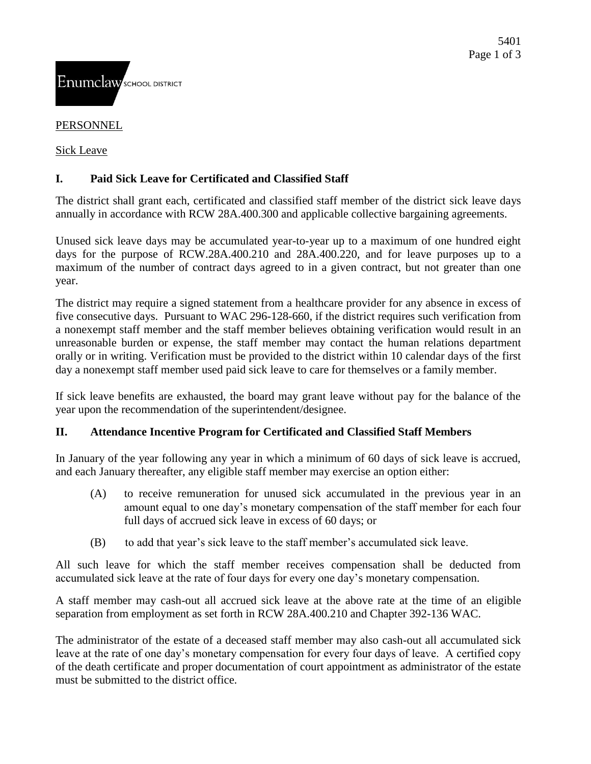Enumclaw SCHOOL DISTRICT

PERSONNEL

Sick Leave

## I. Paid Sick Leave for Certificated and Classified Staff

The district shall grant each, certificated and classified staff member of the district sick leave days annually in accordance with RCW 28A.400.300 and applicable collective bargaining agreements.

Unused sick leave days may be accumulated year-to-year up to a maximum of one hundred eight days for the purpose of RCW.28A.400.210 and 28A.400.220, and for leave purposes up to a maximum of the number of contract days agreed to in a given contract, but not greater than one year.

The district may require a signed statement from a healthcare provider for any absence in excess of five consecutive days. Pursuant to WAC 296-128-660, if the district requires such verification from a nonexempt staff member and the staff member believes obtaining verification would result in an unreasonable burden or expense, the staff member may contact the human relations department orally or in writing. Verification must be provided to the district within 10 calendar days of the first day a nonexempt staff member used paid sick leave to care for themselves or a family member.

If sick leave benefits are exhausted, the board may grant leave without pay for the balance of the year upon the recommendation of the superintendent/designee.

## II. Attendance Incentive Program for Certificated and Classified Staff Members

In January of the year following any year in which a minimum of 60 days of sick leave is accrued, and each January thereafter, any eligible staff member may exercise an option either:

(A) to receive remuneration for unused sick accumulated in the previous year in an amount equal to one day's monetary compensation of the staff member for each four full days of accrued sick leave in excess of 60 days; or

(B) to add that year's sick leave to the staff member's accumulated sick leave.

All such leave for which the staff member receives compensation shall be deducted from accumulated sick leave at the rate of four days for every one day's monetary compensation.

A staff member may cash-out all accrued sick leave at the above rate at the time of an eligible separation from employment as set forth in RCW 28A.400.210 and Chapter 392-136 WAC.

The administrator of the estate of a deceased staff member may also cash-out all accumulated sick leave at the rate of one day's monetary compensation for every four days of leave. A certified copy of the death certificate and proper documentation of court appointment as administrator of the estate must be submitted to the district office.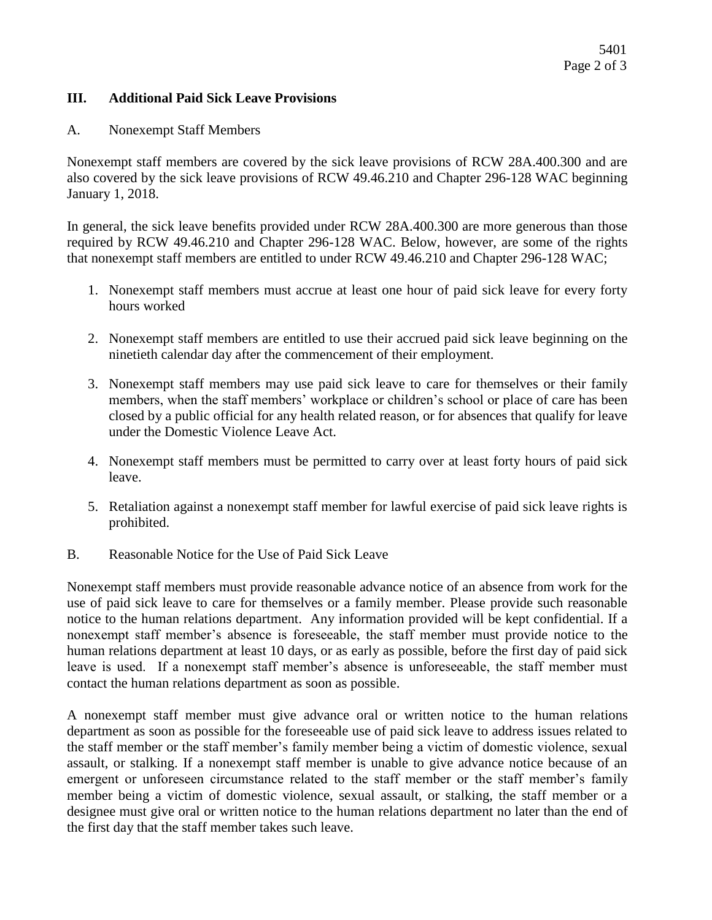## III. Additional Paid Sick Leave Provisions

A. Nonexempt Staff Members

Nonexempt staff members are covered by the sick leave provisions of RCW 28A.400.300 and are also covered by the sick leave provisions of RCW 49.46.210 and Chapter 296-128 WAC beginning January 1, 2018.

In general, the sick leave benefits provided under RCW 28A.400.300 are more generous than those required by RCW 49.46.210 and Chapter 296-128 WAC. Below, however, are some of the rights that nonexempt staff members are entitled to under RCW 49.46.210 and Chapter 296-128 WAC;

1. Nonexempt staff members must accrue at least one hour of paid sick leave for every forty hours worked
2. Nonexempt staff members are entitled to use their accrued paid sick leave beginning on the ninetieth calendar day after the commencement of their employment.
3. Nonexempt staff members may use paid sick leave to care for themselves or their family members, when the staff members' workplace or children's school or place of care has been closed by a public official for any health related reason, or for absences that qualify for leave under the Domestic Violence Leave Act.
4. Nonexempt staff members must be permitted to carry over at least forty hours of paid sick leave.
5. Retaliation against a nonexempt staff member for lawful exercise of paid sick leave rights is prohibited.

B. Reasonable Notice for the Use of Paid Sick Leave

Nonexempt staff members must provide reasonable advance notice of an absence from work for the use of paid sick leave to care for themselves or a family member. Please provide such reasonable notice to the human relations department. Any information provided will be kept confidential. If a nonexempt staff member's absence is foreseeable, the staff member must provide notice to the human relations department at least 10 days, or as early as possible, before the first day of paid sick leave is used. If a nonexempt staff member's absence is unforeseeable, the staff member must contact the human relations department as soon as possible.

A nonexempt staff member must give advance oral or written notice to the human relations department as soon as possible for the foreseeable use of paid sick leave to address issues related to the staff member or the staff member's family member being a victim of domestic violence, sexual assault, or stalking. If a nonexempt staff member is unable to give advance notice because of an emergent or unforeseen circumstance related to the staff member or the staff member's family member being a victim of domestic violence, sexual assault, or stalking, the staff member or a designee must give oral or written notice to the human relations department no later than the end of the first day that the staff member takes such leave.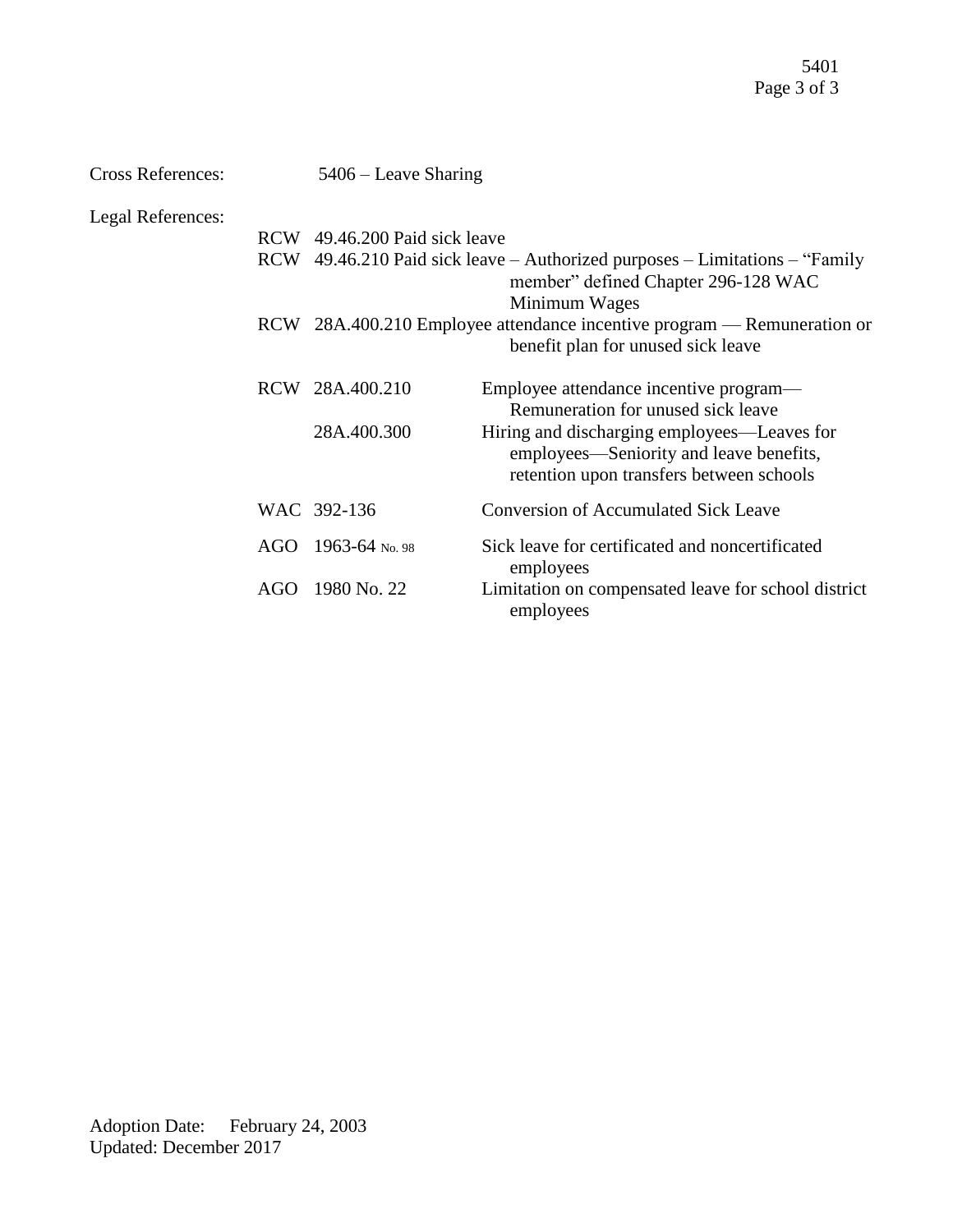Cross References: 5406 – Leave Sharing

Legal References:

| | | |
|---|---|---|
| RCW | 49.46.200 Paid sick leave | |
| RCW | 49.46.210 Paid sick leave – Authorized purposes – Limitations – "Family member" defined Chapter 296-128 WAC Minimum Wages | |
| RCW | 28A.400.210 Employee attendance incentive program — Remuneration or benefit plan for unused sick leave | |
| RCW | 28A.400.210 | Employee attendance incentive program—Remuneration for unused sick leave |
| | 28A.400.300 | Hiring and discharging employees—Leaves for employees—Seniority and leave benefits, retention upon transfers between schools |
| WAC | 392-136 | Conversion of Accumulated Sick Leave |
| AGO | 1963-64 No. 98 | Sick leave for certificated and noncertificated employees |
| AGO | 1980 No. 22 | Limitation on compensated leave for school district employees |

Adoption Date: February 24, 2003
Updated: December 2017